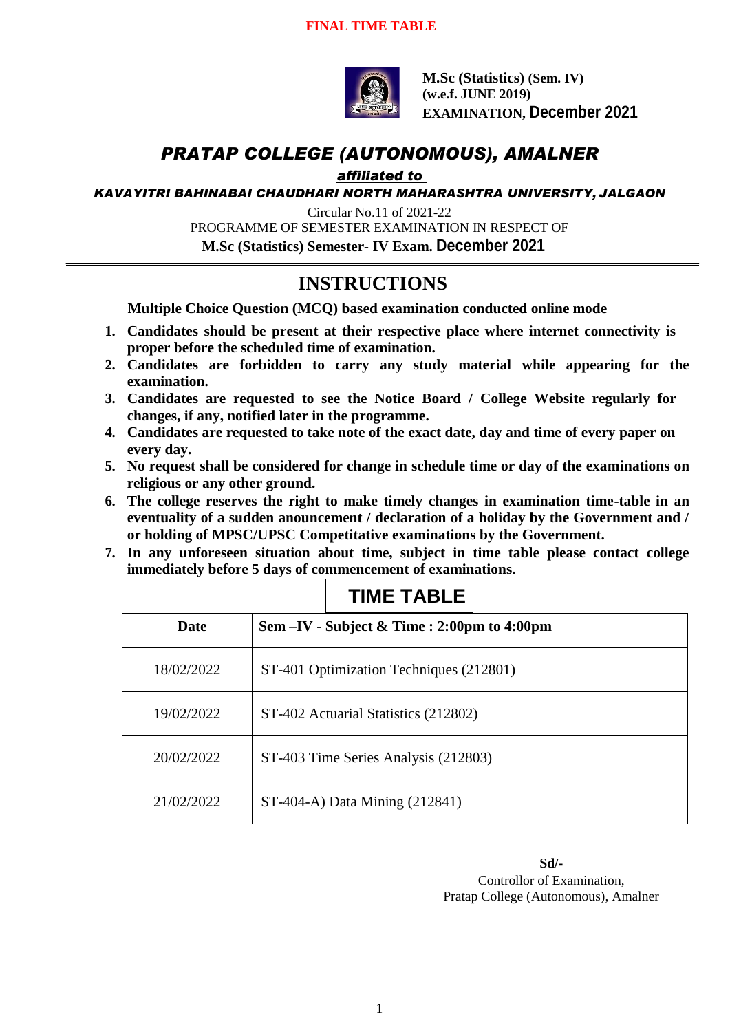**FINAL TIME TABLE**

**M.Sc (Statistics) (Sem. IV)**
**(w.e.f. JUNE 2019)**
**EXAMINATION, December 2021**

# *PRATAP COLLEGE (AUTONOMOUS), AMALNER*

***affiliated to***

***KAVAYITRI BAHINABAI CHAUDHARI NORTH MAHARASHTRA UNIVERSITY, JALGAON***

Circular No.11 of 2021-22

PROGRAMME OF SEMESTER EXAMINATION IN RESPECT OF

**M.Sc (Statistics) Semester- IV Exam. December 2021**

---

## INSTRUCTIONS

**Multiple Choice Question (MCQ) based examination conducted online mode**

1. **Candidates should be present at their respective place where internet connectivity is proper before the scheduled time of examination.**
2. **Candidates are forbidden to carry any study material while appearing for the examination.**
3. **Candidates are requested to see the Notice Board / College Website regularly for changes, if any, notified later in the programme.**
4. **Candidates are requested to take note of the exact date, day and time of every paper on every day.**
5. **No request shall be considered for change in schedule time or day of the examinations on religious or any other ground.**
6. **The college reserves the right to make timely changes in examination time-table in an eventuality of a sudden anouncement / declaration of a holiday by the Government and / or holding of MPSC/UPSC Competitative examinations by the Government.**
7. **In any unforeseen situation about time, subject in time table please contact college immediately before 5 days of commencement of examinations.**

## TIME TABLE

| Date | Sem –IV - Subject & Time : 2:00pm to 4:00pm |
|---|---|
| 18/02/2022 | ST-401 Optimization Techniques (212801) |
| 19/02/2022 | ST-402 Actuarial Statistics (212802) |
| 20/02/2022 | ST-403 Time Series Analysis (212803) |
| 21/02/2022 | ST-404-A) Data Mining (212841) |

**Sd/-**
Controllor of Examination,
Pratap College (Autonomous), Amalner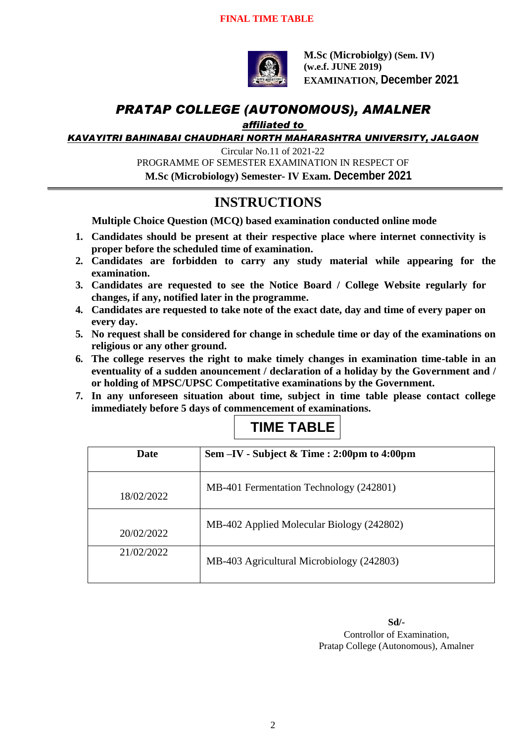**FINAL TIME TABLE**

**M.Sc (Microbiolgy) (Sem. IV)**
**(w.e.f. JUNE 2019)**
**EXAMINATION, December 2021**

# *PRATAP COLLEGE (AUTONOMOUS), AMALNER*

***affiliated to***

***KAVAYITRI BAHINABAI CHAUDHARI NORTH MAHARASHTRA UNIVERSITY, JALGAON***

Circular No.11 of 2021-22

PROGRAMME OF SEMESTER EXAMINATION IN RESPECT OF

**M.Sc (Microbiology) Semester- IV Exam. December 2021**

## INSTRUCTIONS

**Multiple Choice Question (MCQ) based examination conducted online mode**

1. **Candidates should be present at their respective place where internet connectivity is proper before the scheduled time of examination.**
2. **Candidates are forbidden to carry any study material while appearing for the examination.**
3. **Candidates are requested to see the Notice Board / College Website regularly for changes, if any, notified later in the programme.**
4. **Candidates are requested to take note of the exact date, day and time of every paper on every day.**
5. **No request shall be considered for change in schedule time or day of the examinations on religious or any other ground.**
6. **The college reserves the right to make timely changes in examination time-table in an eventuality of a sudden anouncement / declaration of a holiday by the Government and / or holding of MPSC/UPSC Competitative examinations by the Government.**
7. **In any unforeseen situation about time, subject in time table please contact college immediately before 5 days of commencement of examinations.**

## TIME TABLE

| Date | Sem –IV - Subject & Time : 2:00pm to 4:00pm |
|---|---|
| 18/02/2022 | MB-401 Fermentation Technology (242801) |
| 20/02/2022 | MB-402 Applied Molecular Biology (242802) |
| 21/02/2022 | MB-403 Agricultural Microbiology (242803) |

**Sd/-**
Controllor of Examination,
Pratap College (Autonomous), Amalner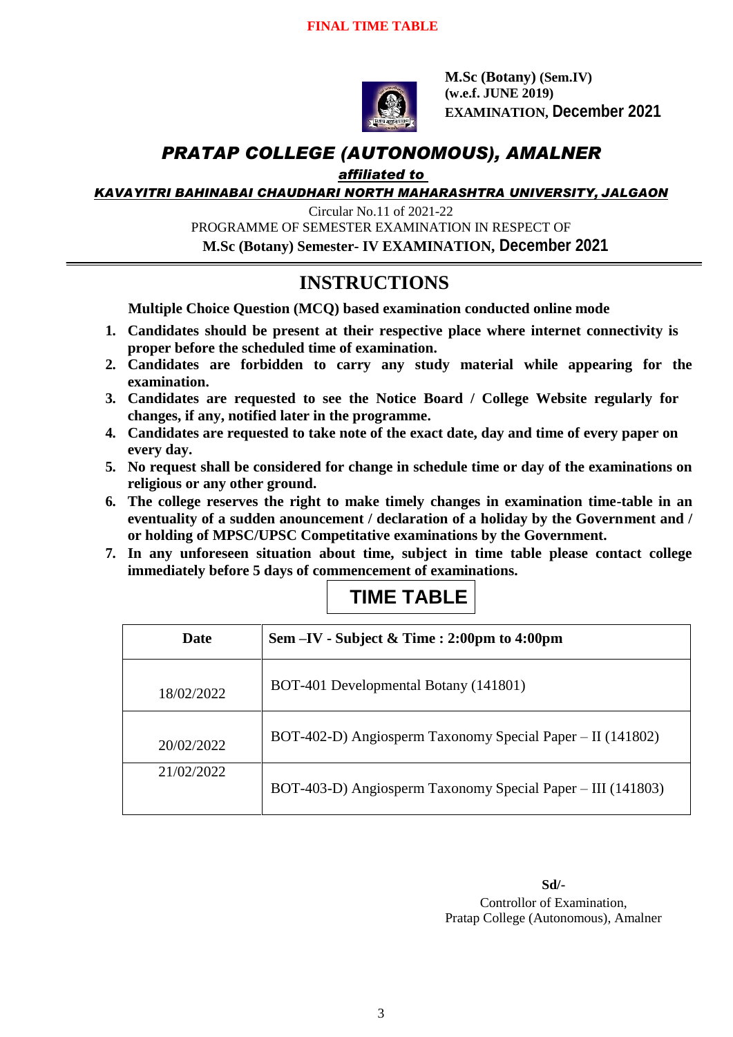**FINAL TIME TABLE**

**M.Sc (Botany) (Sem.IV)**
**(w.e.f. JUNE 2019)**
**EXAMINATION, December 2021**

# *PRATAP COLLEGE (AUTONOMOUS), AMALNER*

***affiliated to***

***KAVAYITRI BAHINABAI CHAUDHARI NORTH MAHARASHTRA UNIVERSITY, JALGAON***

Circular No.11 of 2021-22

PROGRAMME OF SEMESTER EXAMINATION IN RESPECT OF

**M.Sc (Botany) Semester- IV EXAMINATION, December 2021**

## INSTRUCTIONS

**Multiple Choice Question (MCQ) based examination conducted online mode**

1. **Candidates should be present at their respective place where internet connectivity is proper before the scheduled time of examination.**
2. **Candidates are forbidden to carry any study material while appearing for the examination.**
3. **Candidates are requested to see the Notice Board / College Website regularly for changes, if any, notified later in the programme.**
4. **Candidates are requested to take note of the exact date, day and time of every paper on every day.**
5. **No request shall be considered for change in schedule time or day of the examinations on religious or any other ground.**
6. **The college reserves the right to make timely changes in examination time-table in an eventuality of a sudden anouncement / declaration of a holiday by the Government and / or holding of MPSC/UPSC Competitative examinations by the Government.**
7. **In any unforeseen situation about time, subject in time table please contact college immediately before 5 days of commencement of examinations.**

## TIME TABLE

| Date | Sem –IV - Subject & Time : 2:00pm to 4:00pm |
|---|---|
| 18/02/2022 | BOT-401 Developmental Botany (141801) |
| 20/02/2022 | BOT-402-D) Angiosperm Taxonomy Special Paper – II (141802) |
| 21/02/2022 | BOT-403-D) Angiosperm Taxonomy Special Paper – III (141803) |

**Sd/-**

Controllor of Examination,
Pratap College (Autonomous), Amalner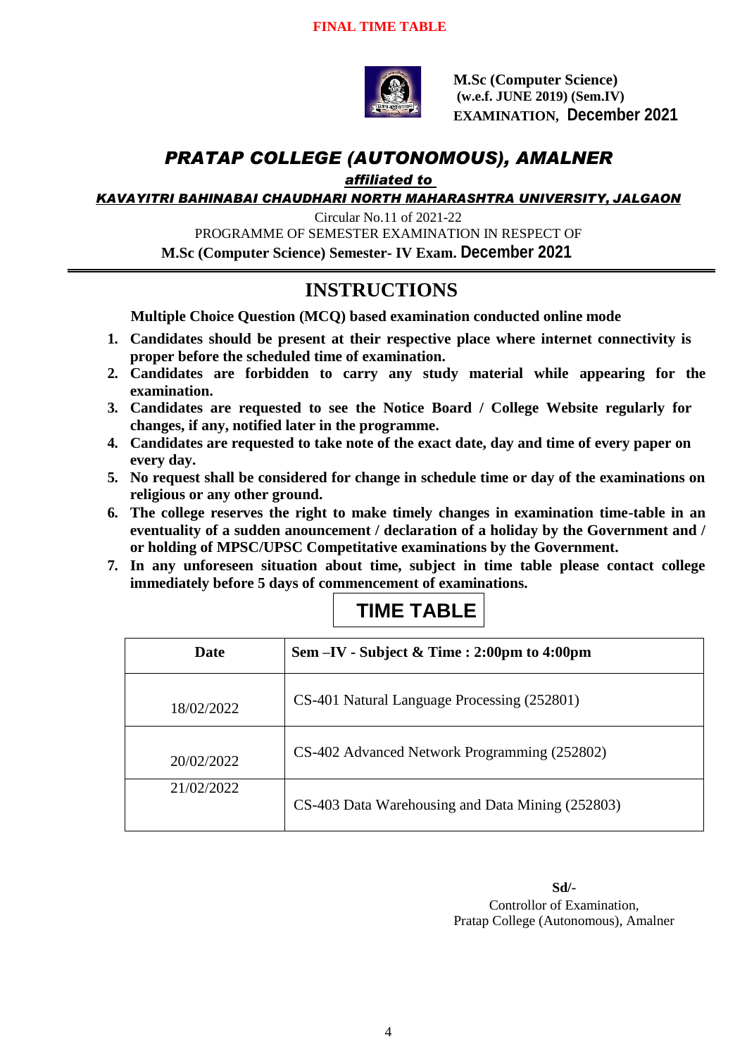**FINAL TIME TABLE**

**M.Sc (Computer Science)**
**(w.e.f. JUNE 2019) (Sem.IV)**
**EXAMINATION, December 2021**

# *PRATAP COLLEGE (AUTONOMOUS), AMALNER*

***affiliated to***

***KAVAYITRI BAHINABAI CHAUDHARI NORTH MAHARASHTRA UNIVERSITY, JALGAON***

Circular No.11 of 2021-22

PROGRAMME OF SEMESTER EXAMINATION IN RESPECT OF

**M.Sc (Computer Science) Semester- IV Exam. December 2021**

## INSTRUCTIONS

**Multiple Choice Question (MCQ) based examination conducted online mode**

1. **Candidates should be present at their respective place where internet connectivity is proper before the scheduled time of examination.**
2. **Candidates are forbidden to carry any study material while appearing for the examination.**
3. **Candidates are requested to see the Notice Board / College Website regularly for changes, if any, notified later in the programme.**
4. **Candidates are requested to take note of the exact date, day and time of every paper on every day.**
5. **No request shall be considered for change in schedule time or day of the examinations on religious or any other ground.**
6. **The college reserves the right to make timely changes in examination time-table in an eventuality of a sudden anouncement / declaration of a holiday by the Government and / or holding of MPSC/UPSC Competitative examinations by the Government.**
7. **In any unforeseen situation about time, subject in time table please contact college immediately before 5 days of commencement of examinations.**

## TIME TABLE

| Date | Sem –IV - Subject & Time : 2:00pm to 4:00pm |
|---|---|
| 18/02/2022 | CS-401 Natural Language Processing (252801) |
| 20/02/2022 | CS-402 Advanced Network Programming (252802) |
| 21/02/2022 | CS-403 Data Warehousing and Data Mining (252803) |

**Sd/-**
Controllor of Examination,
Pratap College (Autonomous), Amalner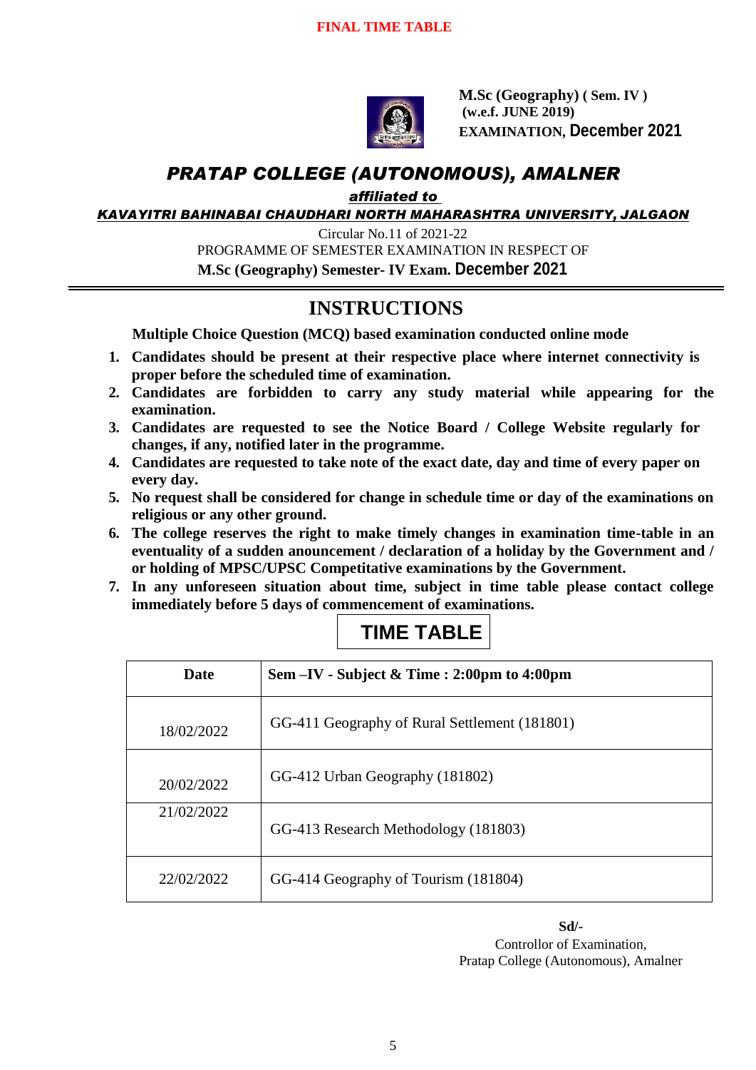**FINAL TIME TABLE**

**M.Sc (Geography) ( Sem. IV )**
**(w.e.f. JUNE 2019)**
**EXAMINATION, December 2021**

# *PRATAP COLLEGE (AUTONOMOUS), AMALNER*

***affiliated to***

***KAVAYITRI BAHINABAI CHAUDHARI NORTH MAHARASHTRA UNIVERSITY, JALGAON***

Circular No.11 of 2021-22
PROGRAMME OF SEMESTER EXAMINATION IN RESPECT OF
**M.Sc (Geography) Semester- IV Exam. December 2021**

## INSTRUCTIONS

**Multiple Choice Question (MCQ) based examination conducted online mode**

1. **Candidates should be present at their respective place where internet connectivity is proper before the scheduled time of examination.**
2. **Candidates are forbidden to carry any study material while appearing for the examination.**
3. **Candidates are requested to see the Notice Board / College Website regularly for changes, if any, notified later in the programme.**
4. **Candidates are requested to take note of the exact date, day and time of every paper on every day.**
5. **No request shall be considered for change in schedule time or day of the examinations on religious or any other ground.**
6. **The college reserves the right to make timely changes in examination time-table in an eventuality of a sudden anouncement / declaration of a holiday by the Government and / or holding of MPSC/UPSC Competitative examinations by the Government.**
7. **In any unforeseen situation about time, subject in time table please contact college immediately before 5 days of commencement of examinations.**

## TIME TABLE

| Date | Sem –IV - Subject & Time : 2:00pm to 4:00pm |
|---|---|
| 18/02/2022 | GG-411 Geography of Rural Settlement (181801) |
| 20/02/2022 | GG-412 Urban Geography (181802) |
| 21/02/2022 | GG-413 Research Methodology (181803) |
| 22/02/2022 | GG-414 Geography of Tourism (181804) |

**Sd/-**
Controllor of Examination,
Pratap College (Autonomous), Amalner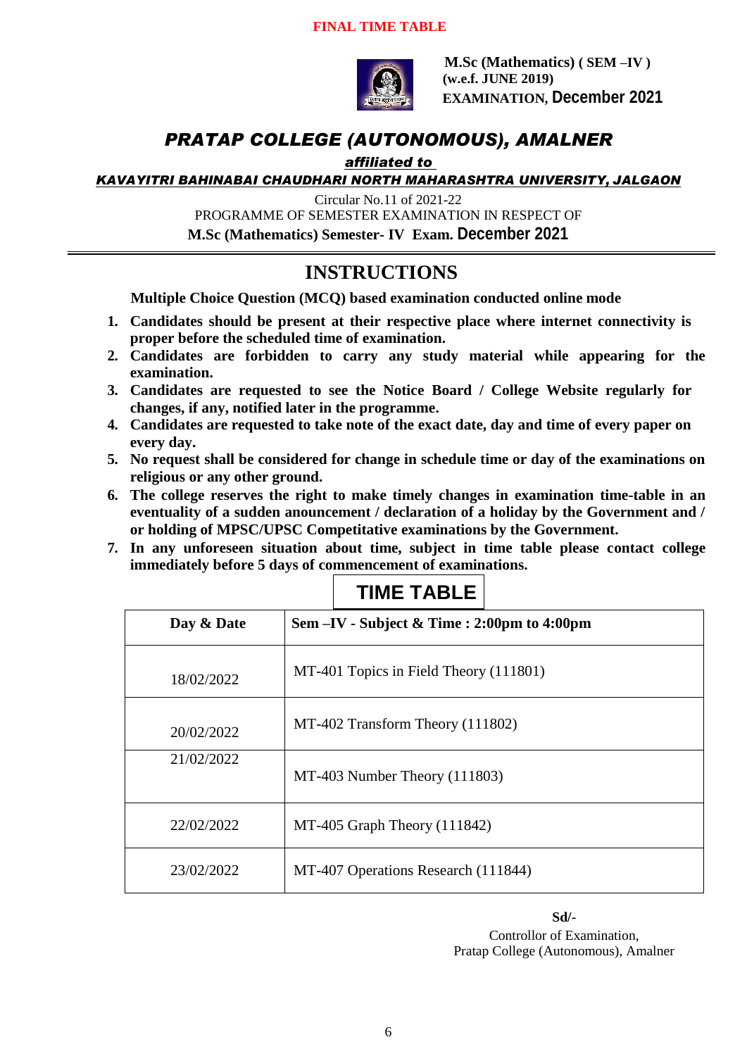**FINAL TIME TABLE**

**M.Sc (Mathematics) ( SEM –IV )**
**(w.e.f. JUNE 2019)**
**EXAMINATION, December 2021**

# *PRATAP COLLEGE (AUTONOMOUS), AMALNER*

***affiliated to***

***KAVAYITRI BAHINABAI CHAUDHARI NORTH MAHARASHTRA UNIVERSITY, JALGAON***

Circular No.11 of 2021-22
PROGRAMME OF SEMESTER EXAMINATION IN RESPECT OF
**M.Sc (Mathematics) Semester- IV Exam. December 2021**

## INSTRUCTIONS

**Multiple Choice Question (MCQ) based examination conducted online mode**

1. **Candidates should be present at their respective place where internet connectivity is proper before the scheduled time of examination.**
2. **Candidates are forbidden to carry any study material while appearing for the examination.**
3. **Candidates are requested to see the Notice Board / College Website regularly for changes, if any, notified later in the programme.**
4. **Candidates are requested to take note of the exact date, day and time of every paper on every day.**
5. **No request shall be considered for change in schedule time or day of the examinations on religious or any other ground.**
6. **The college reserves the right to make timely changes in examination time-table in an eventuality of a sudden anouncement / declaration of a holiday by the Government and / or holding of MPSC/UPSC Competitative examinations by the Government.**
7. **In any unforeseen situation about time, subject in time table please contact college immediately before 5 days of commencement of examinations.**

## TIME TABLE

| Day & Date | Sem –IV - Subject & Time : 2:00pm to 4:00pm |
|---|---|
| 18/02/2022 | MT-401 Topics in Field Theory (111801) |
| 20/02/2022 | MT-402 Transform Theory (111802) |
| 21/02/2022 | MT-403 Number Theory (111803) |
| 22/02/2022 | MT-405 Graph Theory (111842) |
| 23/02/2022 | MT-407 Operations Research (111844) |

**Sd/-**
Controllor of Examination,
Pratap College (Autonomous), Amalner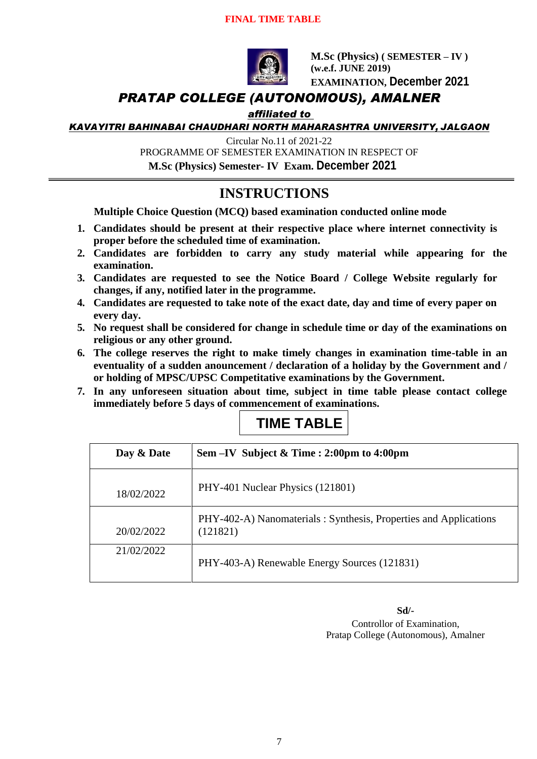**FINAL TIME TABLE**

**M.Sc (Physics) ( SEMESTER – IV )**
**(w.e.f. JUNE 2019)**
**EXAMINATION, December 2021**

# PRATAP COLLEGE (AUTONOMOUS), AMALNER

***affiliated to***

***KAVAYITRI BAHINABAI CHAUDHARI NORTH MAHARASHTRA UNIVERSITY, JALGAON***

Circular No.11 of 2021-22
PROGRAMME OF SEMESTER EXAMINATION IN RESPECT OF
**M.Sc (Physics) Semester- IV Exam. December 2021**

## INSTRUCTIONS

**Multiple Choice Question (MCQ) based examination conducted online mode**

1. **Candidates should be present at their respective place where internet connectivity is proper before the scheduled time of examination.**
2. **Candidates are forbidden to carry any study material while appearing for the examination.**
3. **Candidates are requested to see the Notice Board / College Website regularly for changes, if any, notified later in the programme.**
4. **Candidates are requested to take note of the exact date, day and time of every paper on every day.**
5. **No request shall be considered for change in schedule time or day of the examinations on religious or any other ground.**
6. **The college reserves the right to make timely changes in examination time-table in an eventuality of a sudden anouncement / declaration of a holiday by the Government and / or holding of MPSC/UPSC Competitative examinations by the Government.**
7. **In any unforeseen situation about time, subject in time table please contact college immediately before 5 days of commencement of examinations.**

## TIME TABLE

| Day & Date | Sem –IV Subject & Time : 2:00pm to 4:00pm |
|---|---|
| 18/02/2022 | PHY-401 Nuclear Physics (121801) |
| 20/02/2022 | PHY-402-A) Nanomaterials : Synthesis, Properties and Applications (121821) |
| 21/02/2022 | PHY-403-A) Renewable Energy Sources (121831) |

**Sd/-**
Controllor of Examination,
Pratap College (Autonomous), Amalner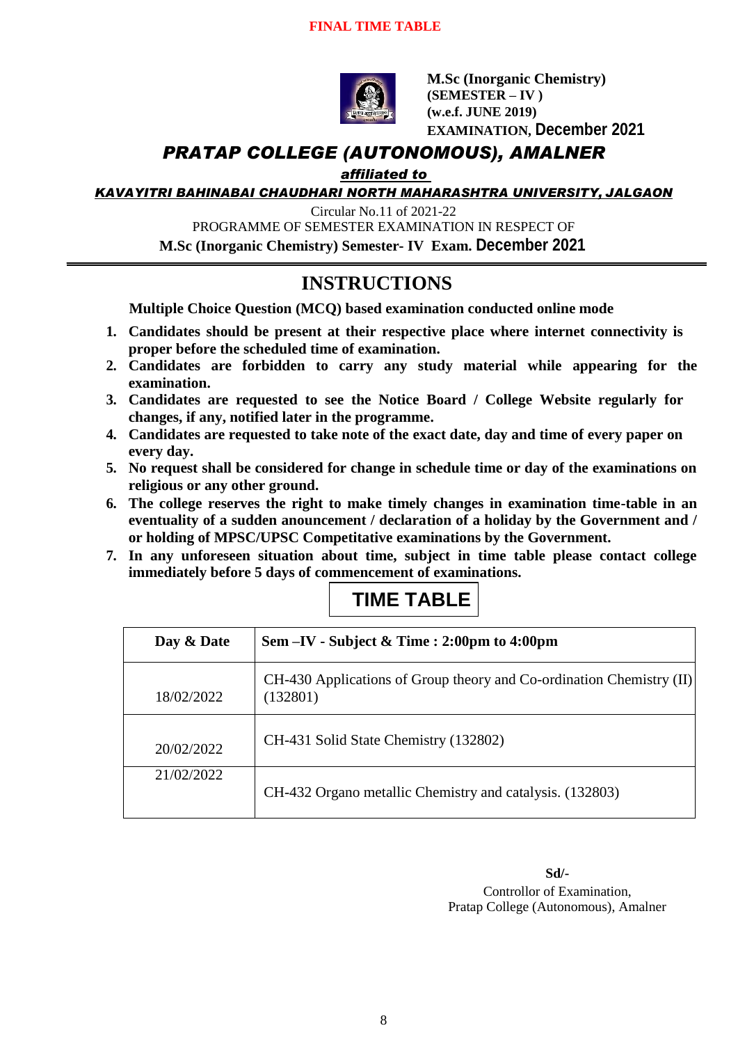**FINAL TIME TABLE**

**M.Sc (Inorganic Chemistry)**
**(SEMESTER – IV )**
**(w.e.f. JUNE 2019)**
**EXAMINATION, December 2021**

# *PRATAP COLLEGE (AUTONOMOUS), AMALNER*

***affiliated to***

***KAVAYITRI BAHINABAI CHAUDHARI NORTH MAHARASHTRA UNIVERSITY, JALGAON***

Circular No.11 of 2021-22

PROGRAMME OF SEMESTER EXAMINATION IN RESPECT OF

**M.Sc (Inorganic Chemistry) Semester- IV Exam. December 2021**

## INSTRUCTIONS

**Multiple Choice Question (MCQ) based examination conducted online mode**

1. **Candidates should be present at their respective place where internet connectivity is proper before the scheduled time of examination.**
2. **Candidates are forbidden to carry any study material while appearing for the examination.**
3. **Candidates are requested to see the Notice Board / College Website regularly for changes, if any, notified later in the programme.**
4. **Candidates are requested to take note of the exact date, day and time of every paper on every day.**
5. **No request shall be considered for change in schedule time or day of the examinations on religious or any other ground.**
6. **The college reserves the right to make timely changes in examination time-table in an eventuality of a sudden anouncement / declaration of a holiday by the Government and / or holding of MPSC/UPSC Competitative examinations by the Government.**
7. **In any unforeseen situation about time, subject in time table please contact college immediately before 5 days of commencement of examinations.**

## TIME TABLE

| Day & Date | Sem –IV - Subject & Time : 2:00pm to 4:00pm |
|---|---|
| 18/02/2022 | CH-430 Applications of Group theory and Co-ordination Chemistry (II) (132801) |
| 20/02/2022 | CH-431 Solid State Chemistry (132802) |
| 21/02/2022 | CH-432 Organo metallic Chemistry and catalysis. (132803) |

**Sd/-**
Controllor of Examination,
Pratap College (Autonomous), Amalner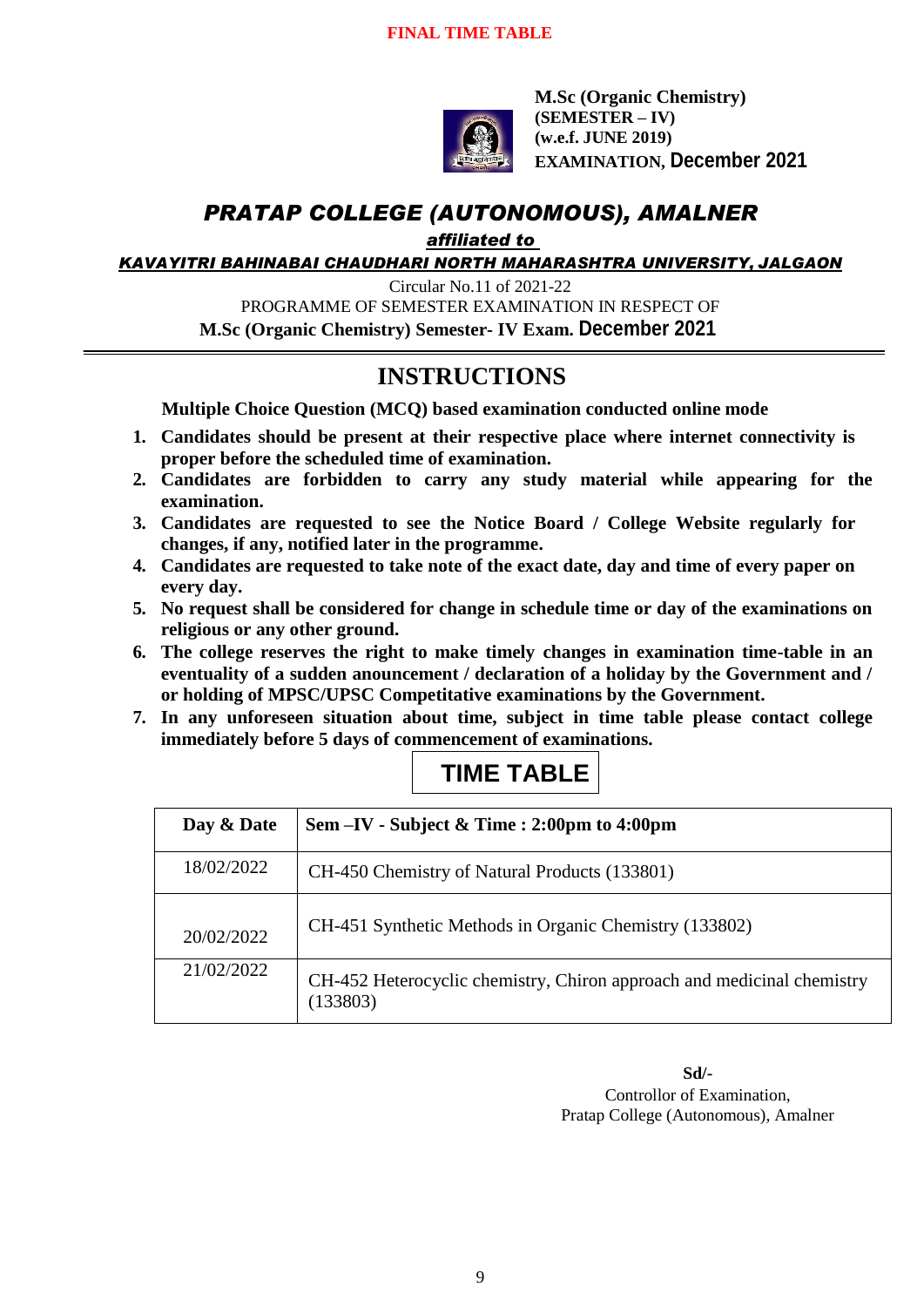**FINAL TIME TABLE**

**M.Sc (Organic Chemistry)**
**(SEMESTER – IV)**
**(w.e.f. JUNE 2019)**
**EXAMINATION, December 2021**

# *PRATAP COLLEGE (AUTONOMOUS), AMALNER*

***affiliated to***

***KAVAYITRI BAHINABAI CHAUDHARI NORTH MAHARASHTRA UNIVERSITY, JALGAON***

Circular No.11 of 2021-22

PROGRAMME OF SEMESTER EXAMINATION IN RESPECT OF

**M.Sc (Organic Chemistry) Semester- IV Exam. December 2021**

## INSTRUCTIONS

**Multiple Choice Question (MCQ) based examination conducted online mode**

1. **Candidates should be present at their respective place where internet connectivity is proper before the scheduled time of examination.**
2. **Candidates are forbidden to carry any study material while appearing for the examination.**
3. **Candidates are requested to see the Notice Board / College Website regularly for changes, if any, notified later in the programme.**
4. **Candidates are requested to take note of the exact date, day and time of every paper on every day.**
5. **No request shall be considered for change in schedule time or day of the examinations on religious or any other ground.**
6. **The college reserves the right to make timely changes in examination time-table in an eventuality of a sudden anouncement / declaration of a holiday by the Government and / or holding of MPSC/UPSC Competitative examinations by the Government.**
7. **In any unforeseen situation about time, subject in time table please contact college immediately before 5 days of commencement of examinations.**

## TIME TABLE

| Day & Date | Sem –IV - Subject & Time : 2:00pm to 4:00pm |
|---|---|
| 18/02/2022 | CH-450 Chemistry of Natural Products (133801) |
| 20/02/2022 | CH-451 Synthetic Methods in Organic Chemistry (133802) |
| 21/02/2022 | CH-452 Heterocyclic chemistry, Chiron approach and medicinal chemistry (133803) |

**Sd/-**

Controllor of Examination,

Pratap College (Autonomous), Amalner